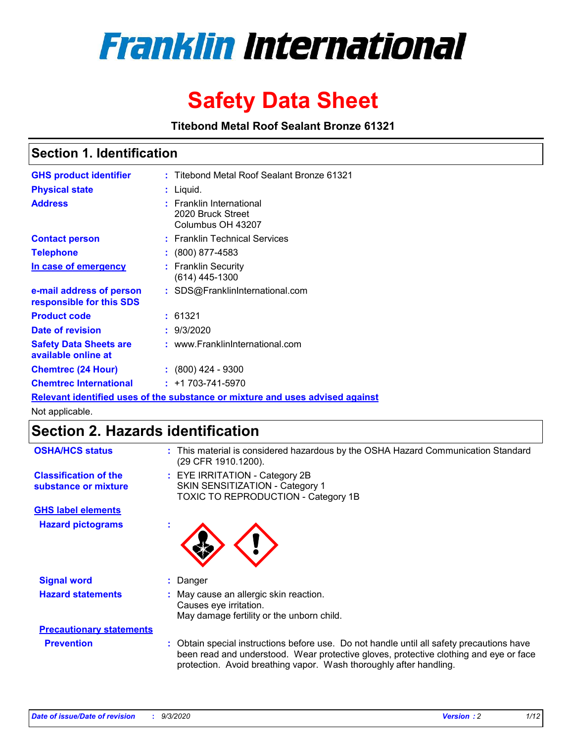# Franklin International

# Safety Data Sheet

**Titebond Metal Roof Sealant Bronze 61321**

## Section 1. Identification

**GHS product identifier** : Titebond Metal Roof Sealant Bronze 61321

**Physical state** : Liquid.

**Address** : Franklin International
2020 Bruck Street
Columbus OH 43207

**Contact person** : Franklin Technical Services

**Telephone** : (800) 877-4583

**In case of emergency** : Franklin Security
(614) 445-1300

**e-mail address of person responsible for this SDS** : SDS@FranklinInternational.com

**Product code** : 61321

**Date of revision** : 9/3/2020

**Safety Data Sheets are available online at** : www.FranklinInternational.com

**Chemtrec (24 Hour)** : (800) 424 - 9300

**Chemtrec International** : +1 703-741-5970

**Relevant identified uses of the substance or mixture and uses advised against**

Not applicable.

## Section 2. Hazards identification

**OSHA/HCS status** : This material is considered hazardous by the OSHA Hazard Communication Standard (29 CFR 1910.1200).

**Classification of the substance or mixture** : EYE IRRITATION - Category 2B
SKIN SENSITIZATION - Category 1
TOXIC TO REPRODUCTION - Category 1B

**GHS label elements**

**Hazard pictograms** :

**Signal word** : Danger

**Hazard statements** : May cause an allergic skin reaction.
Causes eye irritation.
May damage fertility or the unborn child.

**Precautionary statements**

**Prevention** : Obtain special instructions before use. Do not handle until all safety precautions have been read and understood. Wear protective gloves, protective clothing and eye or face protection. Avoid breathing vapor. Wash thoroughly after handling.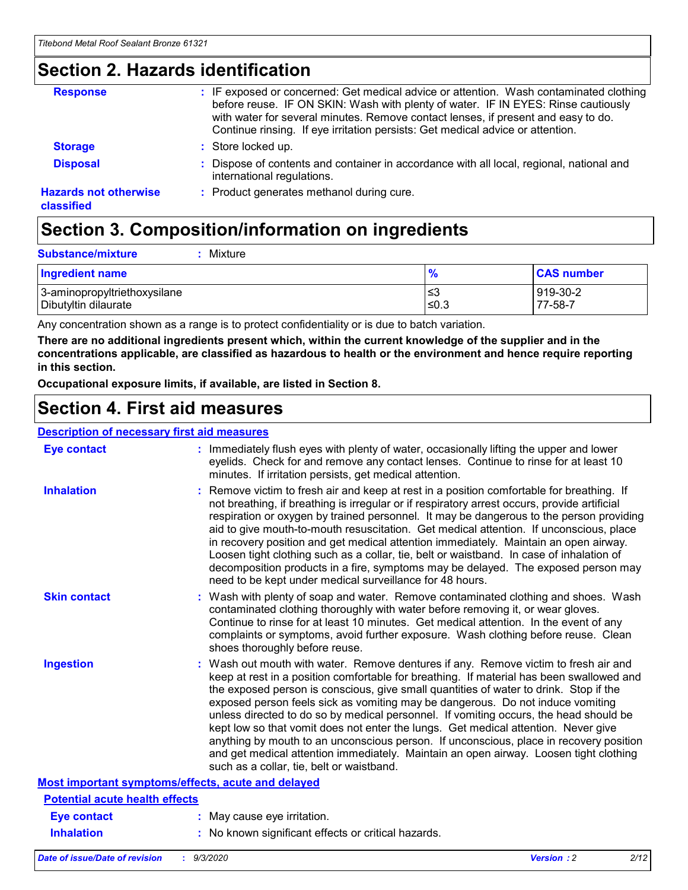## Section 2. Hazards identification

| | |
|---|---|
| **Response** | : IF exposed or concerned: Get medical advice or attention. Wash contaminated clothing before reuse. IF ON SKIN: Wash with plenty of water. IF IN EYES: Rinse cautiously with water for several minutes. Remove contact lenses, if present and easy to do. Continue rinsing. If eye irritation persists: Get medical advice or attention. |
| **Storage** | : Store locked up. |
| **Disposal** | : Dispose of contents and container in accordance with all local, regional, national and international regulations. |
| **Hazards not otherwise classified** | : Product generates methanol during cure. |

## Section 3. Composition/information on ingredients

**Substance/mixture** : Mixture

| Ingredient name | % | CAS number |
|---|---|---|
| 3-aminopropyltriethoxysilane | ≤3 | 919-30-2 |
| Dibutyltin dilaurate | ≤0.3 | 77-58-7 |

Any concentration shown as a range is to protect confidentiality or is due to batch variation.

**There are no additional ingredients present which, within the current knowledge of the supplier and in the concentrations applicable, are classified as hazardous to health or the environment and hence require reporting in this section.**

**Occupational exposure limits, if available, are listed in Section 8.**

## Section 4. First aid measures

### Description of necessary first aid measures

| | |
|---|---|
| **Eye contact** | : Immediately flush eyes with plenty of water, occasionally lifting the upper and lower eyelids. Check for and remove any contact lenses. Continue to rinse for at least 10 minutes. If irritation persists, get medical attention. |
| **Inhalation** | : Remove victim to fresh air and keep at rest in a position comfortable for breathing. If not breathing, if breathing is irregular or if respiratory arrest occurs, provide artificial respiration or oxygen by trained personnel. It may be dangerous to the person providing aid to give mouth-to-mouth resuscitation. Get medical attention. If unconscious, place in recovery position and get medical attention immediately. Maintain an open airway. Loosen tight clothing such as a collar, tie, belt or waistband. In case of inhalation of decomposition products in a fire, symptoms may be delayed. The exposed person may need to be kept under medical surveillance for 48 hours. |
| **Skin contact** | : Wash with plenty of soap and water. Remove contaminated clothing and shoes. Wash contaminated clothing thoroughly with water before removing it, or wear gloves. Continue to rinse for at least 10 minutes. Get medical attention. In the event of any complaints or symptoms, avoid further exposure. Wash clothing before reuse. Clean shoes thoroughly before reuse. |
| **Ingestion** | : Wash out mouth with water. Remove dentures if any. Remove victim to fresh air and keep at rest in a position comfortable for breathing. If material has been swallowed and the exposed person is conscious, give small quantities of water to drink. Stop if the exposed person feels sick as vomiting may be dangerous. Do not induce vomiting unless directed to do so by medical personnel. If vomiting occurs, the head should be kept low so that vomit does not enter the lungs. Get medical attention. Never give anything by mouth to an unconscious person. If unconscious, place in recovery position and get medical attention immediately. Maintain an open airway. Loosen tight clothing such as a collar, tie, belt or waistband. |

### Most important symptoms/effects, acute and delayed

#### Potential acute health effects

| | |
|---|---|
| **Eye contact** | : May cause eye irritation. |
| **Inhalation** | : No known significant effects or critical hazards. |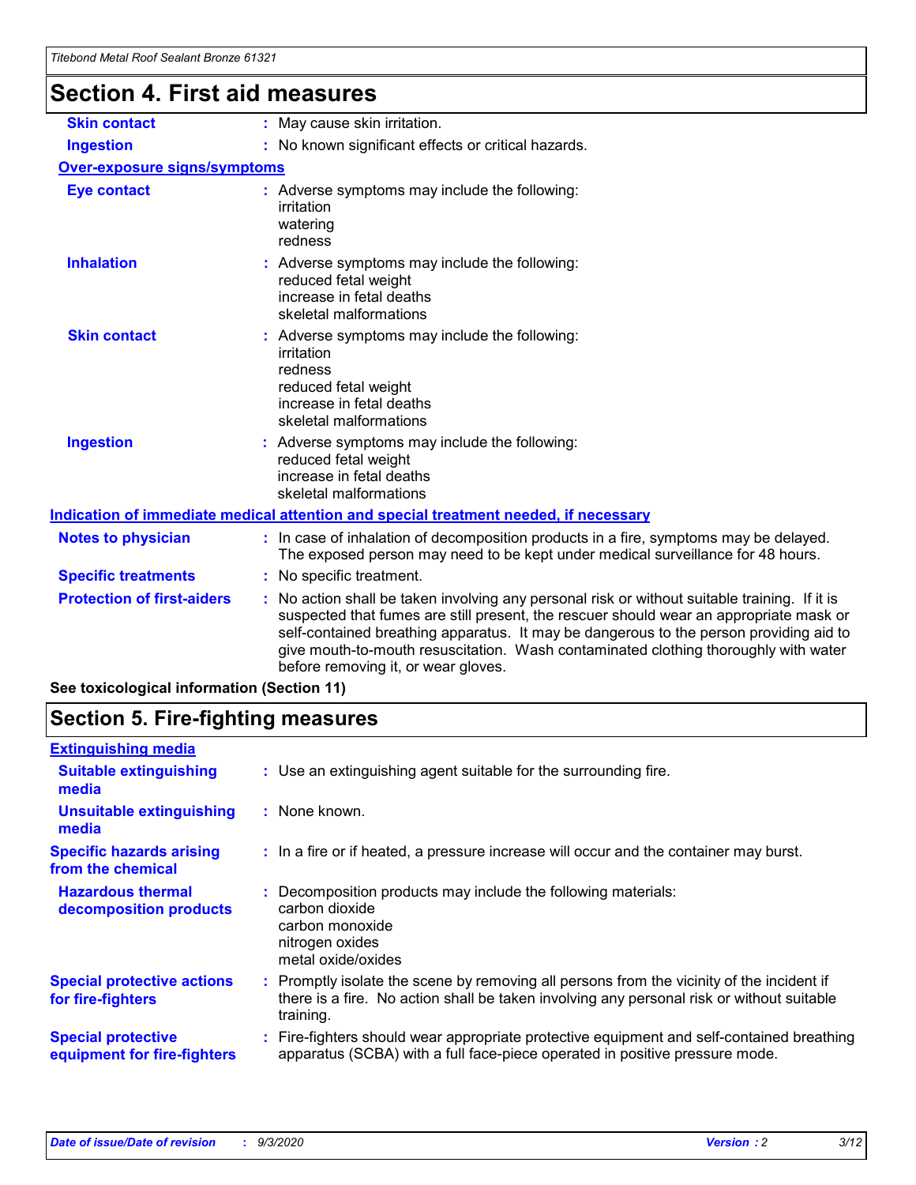## Section 4. First aid measures

| | |
|---|---|
| **Skin contact** | : May cause skin irritation. |
| **Ingestion** | : No known significant effects or critical hazards. |

**Over-exposure signs/symptoms**

| | |
|---|---|
| **Eye contact** | : Adverse symptoms may include the following:<br>irritation<br>watering<br>redness |
| **Inhalation** | : Adverse symptoms may include the following:<br>reduced fetal weight<br>increase in fetal deaths<br>skeletal malformations |
| **Skin contact** | : Adverse symptoms may include the following:<br>irritation<br>redness<br>reduced fetal weight<br>increase in fetal deaths<br>skeletal malformations |
| **Ingestion** | : Adverse symptoms may include the following:<br>reduced fetal weight<br>increase in fetal deaths<br>skeletal malformations |

**Indication of immediate medical attention and special treatment needed, if necessary**

| | |
|---|---|
| **Notes to physician** | : In case of inhalation of decomposition products in a fire, symptoms may be delayed. The exposed person may need to be kept under medical surveillance for 48 hours. |
| **Specific treatments** | : No specific treatment. |
| **Protection of first-aiders** | : No action shall be taken involving any personal risk or without suitable training. If it is suspected that fumes are still present, the rescuer should wear an appropriate mask or self-contained breathing apparatus. It may be dangerous to the person providing aid to give mouth-to-mouth resuscitation. Wash contaminated clothing thoroughly with water before removing it, or wear gloves. |

**See toxicological information (Section 11)**

## Section 5. Fire-fighting measures

**Extinguishing media**

| | |
|---|---|
| **Suitable extinguishing media** | : Use an extinguishing agent suitable for the surrounding fire. |
| **Unsuitable extinguishing media** | : None known. |
| **Specific hazards arising from the chemical** | : In a fire or if heated, a pressure increase will occur and the container may burst. |
| **Hazardous thermal decomposition products** | : Decomposition products may include the following materials:<br>carbon dioxide<br>carbon monoxide<br>nitrogen oxides<br>metal oxide/oxides |
| **Special protective actions for fire-fighters** | : Promptly isolate the scene by removing all persons from the vicinity of the incident if there is a fire. No action shall be taken involving any personal risk or without suitable training. |
| **Special protective equipment for fire-fighters** | : Fire-fighters should wear appropriate protective equipment and self-contained breathing apparatus (SCBA) with a full face-piece operated in positive pressure mode. |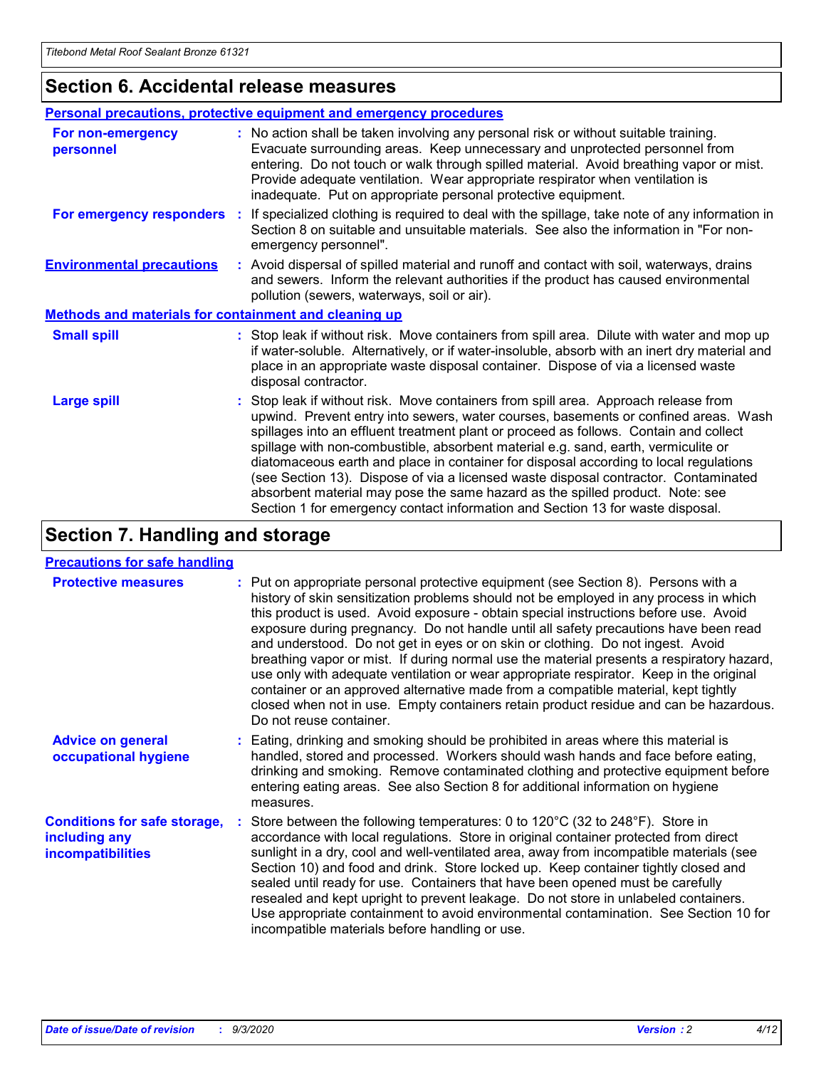## Section 6. Accidental release measures

### Personal precautions, protective equipment and emergency procedures

| | |
|---|---|
| **For non-emergency personnel** | No action shall be taken involving any personal risk or without suitable training. Evacuate surrounding areas. Keep unnecessary and unprotected personnel from entering. Do not touch or walk through spilled material. Avoid breathing vapor or mist. Provide adequate ventilation. Wear appropriate respirator when ventilation is inadequate. Put on appropriate personal protective equipment. |
| **For emergency responders** | If specialized clothing is required to deal with the spillage, take note of any information in Section 8 on suitable and unsuitable materials. See also the information in "For non-emergency personnel". |
| **Environmental precautions** | Avoid dispersal of spilled material and runoff and contact with soil, waterways, drains and sewers. Inform the relevant authorities if the product has caused environmental pollution (sewers, waterways, soil or air). |

### Methods and materials for containment and cleaning up

| | |
|---|---|
| **Small spill** | Stop leak if without risk. Move containers from spill area. Dilute with water and mop up if water-soluble. Alternatively, or if water-insoluble, absorb with an inert dry material and place in an appropriate waste disposal container. Dispose of via a licensed waste disposal contractor. |
| **Large spill** | Stop leak if without risk. Move containers from spill area. Approach release from upwind. Prevent entry into sewers, water courses, basements or confined areas. Wash spillages into an effluent treatment plant or proceed as follows. Contain and collect spillage with non-combustible, absorbent material e.g. sand, earth, vermiculite or diatomaceous earth and place in container for disposal according to local regulations (see Section 13). Dispose of via a licensed waste disposal contractor. Contaminated absorbent material may pose the same hazard as the spilled product. Note: see Section 1 for emergency contact information and Section 13 for waste disposal. |

## Section 7. Handling and storage

### Precautions for safe handling

| | |
|---|---|
| **Protective measures** | Put on appropriate personal protective equipment (see Section 8). Persons with a history of skin sensitization problems should not be employed in any process in which this product is used. Avoid exposure - obtain special instructions before use. Avoid exposure during pregnancy. Do not handle until all safety precautions have been read and understood. Do not get in eyes or on skin or clothing. Do not ingest. Avoid breathing vapor or mist. If during normal use the material presents a respiratory hazard, use only with adequate ventilation or wear appropriate respirator. Keep in the original container or an approved alternative made from a compatible material, kept tightly closed when not in use. Empty containers retain product residue and can be hazardous. Do not reuse container. |
| **Advice on general occupational hygiene** | Eating, drinking and smoking should be prohibited in areas where this material is handled, stored and processed. Workers should wash hands and face before eating, drinking and smoking. Remove contaminated clothing and protective equipment before entering eating areas. See also Section 8 for additional information on hygiene measures. |
| **Conditions for safe storage, including any incompatibilities** | Store between the following temperatures: 0 to 120°C (32 to 248°F). Store in accordance with local regulations. Store in original container protected from direct sunlight in a dry, cool and well-ventilated area, away from incompatible materials (see Section 10) and food and drink. Store locked up. Keep container tightly closed and sealed until ready for use. Containers that have been opened must be carefully resealed and kept upright to prevent leakage. Do not store in unlabeled containers. Use appropriate containment to avoid environmental contamination. See Section 10 for incompatible materials before handling or use. |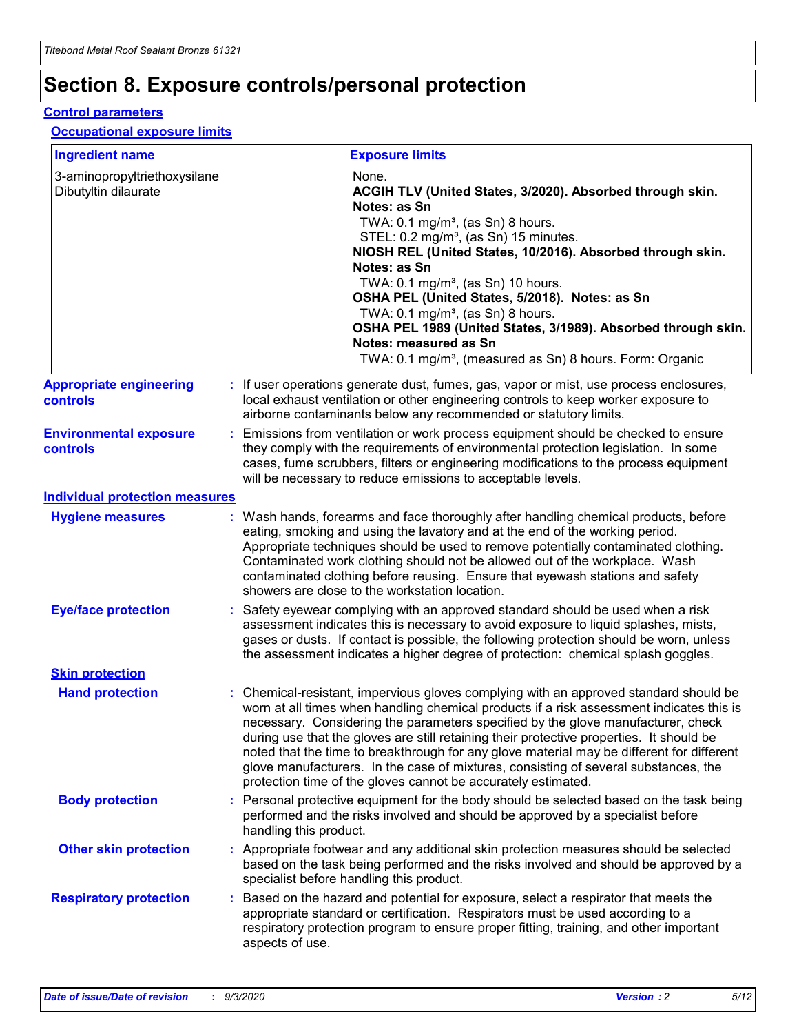# Section 8. Exposure controls/personal protection

## Control parameters

### Occupational exposure limits

| Ingredient name | Exposure limits |
|---|---|
| 3-aminopropyltriethoxysilane | None. |
| Dibutyltin dilaurate | **ACGIH TLV (United States, 3/2020). Absorbed through skin. Notes: as Sn**<br>TWA: 0.1 mg/m³, (as Sn) 8 hours.<br>STEL: 0.2 mg/m³, (as Sn) 15 minutes.<br>**NIOSH REL (United States, 10/2016). Absorbed through skin. Notes: as Sn**<br>TWA: 0.1 mg/m³, (as Sn) 10 hours.<br>**OSHA PEL (United States, 5/2018). Notes: as Sn**<br>TWA: 0.1 mg/m³, (as Sn) 8 hours.<br>**OSHA PEL 1989 (United States, 3/1989). Absorbed through skin. Notes: measured as Sn**<br>TWA: 0.1 mg/m³, (measured as Sn) 8 hours. Form: Organic |

**Appropriate engineering controls** : If user operations generate dust, fumes, gas, vapor or mist, use process enclosures, local exhaust ventilation or other engineering controls to keep worker exposure to airborne contaminants below any recommended or statutory limits.

**Environmental exposure controls** : Emissions from ventilation or work process equipment should be checked to ensure they comply with the requirements of environmental protection legislation. In some cases, fume scrubbers, filters or engineering modifications to the process equipment will be necessary to reduce emissions to acceptable levels.

## Individual protection measures

**Hygiene measures** : Wash hands, forearms and face thoroughly after handling chemical products, before eating, smoking and using the lavatory and at the end of the working period. Appropriate techniques should be used to remove potentially contaminated clothing. Contaminated work clothing should not be allowed out of the workplace. Wash contaminated clothing before reusing. Ensure that eyewash stations and safety showers are close to the workstation location.

**Eye/face protection** : Safety eyewear complying with an approved standard should be used when a risk assessment indicates this is necessary to avoid exposure to liquid splashes, mists, gases or dusts. If contact is possible, the following protection should be worn, unless the assessment indicates a higher degree of protection: chemical splash goggles.

### Skin protection

**Hand protection** : Chemical-resistant, impervious gloves complying with an approved standard should be worn at all times when handling chemical products if a risk assessment indicates this is necessary. Considering the parameters specified by the glove manufacturer, check during use that the gloves are still retaining their protective properties. It should be noted that the time to breakthrough for any glove material may be different for different glove manufacturers. In the case of mixtures, consisting of several substances, the protection time of the gloves cannot be accurately estimated.

**Body protection** : Personal protective equipment for the body should be selected based on the task being performed and the risks involved and should be approved by a specialist before handling this product.

**Other skin protection** : Appropriate footwear and any additional skin protection measures should be selected based on the task being performed and the risks involved and should be approved by a specialist before handling this product.

**Respiratory protection** : Based on the hazard and potential for exposure, select a respirator that meets the appropriate standard or certification. Respirators must be used according to a respiratory protection program to ensure proper fitting, training, and other important aspects of use.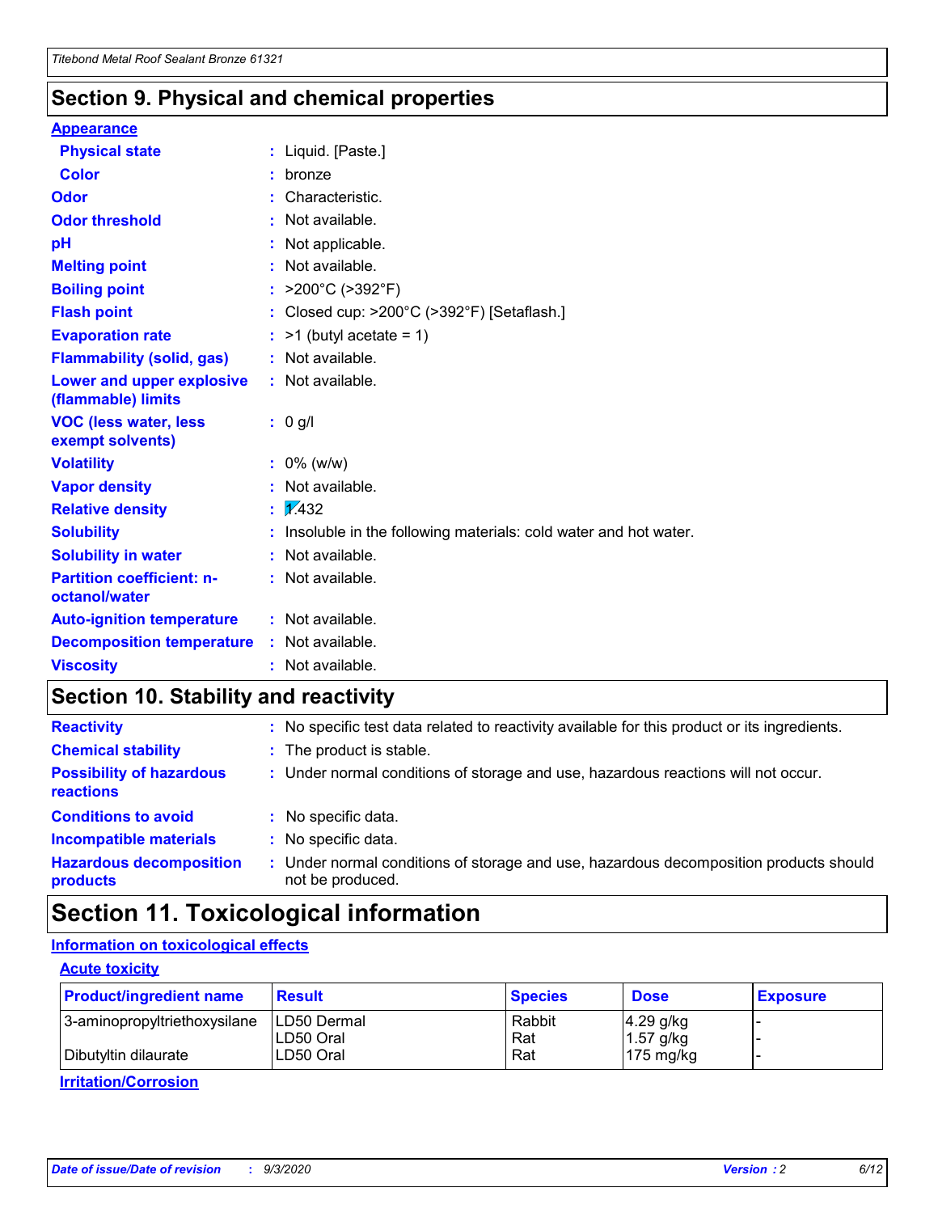## Section 9. Physical and chemical properties

**Appearance**

| | | |
|---|---|---|
| **Physical state** | : | Liquid. [Paste.] |
| **Color** | : | bronze |
| **Odor** | : | Characteristic. |
| **Odor threshold** | : | Not available. |
| **pH** | : | Not applicable. |
| **Melting point** | : | Not available. |
| **Boiling point** | : | >200°C (>392°F) |
| **Flash point** | : | Closed cup: >200°C (>392°F) [Setaflash.] |
| **Evaporation rate** | : | >1 (butyl acetate = 1) |
| **Flammability (solid, gas)** | : | Not available. |
| **Lower and upper explosive (flammable) limits** | : | Not available. |
| **VOC (less water, less exempt solvents)** | : | 0 g/l |
| **Volatility** | : | 0% (w/w) |
| **Vapor density** | : | Not available. |
| **Relative density** | : | 1.432 |
| **Solubility** | : | Insoluble in the following materials: cold water and hot water. |
| **Solubility in water** | : | Not available. |
| **Partition coefficient: n-octanol/water** | : | Not available. |
| **Auto-ignition temperature** | : | Not available. |
| **Decomposition temperature** | : | Not available. |
| **Viscosity** | : | Not available. |

## Section 10. Stability and reactivity

| | | |
|---|---|---|
| **Reactivity** | : | No specific test data related to reactivity available for this product or its ingredients. |
| **Chemical stability** | : | The product is stable. |
| **Possibility of hazardous reactions** | : | Under normal conditions of storage and use, hazardous reactions will not occur. |
| **Conditions to avoid** | : | No specific data. |
| **Incompatible materials** | : | No specific data. |
| **Hazardous decomposition products** | : | Under normal conditions of storage and use, hazardous decomposition products should not be produced. |

## Section 11. Toxicological information

**Information on toxicological effects**

**Acute toxicity**

| Product/ingredient name | Result | Species | Dose | Exposure |
|---|---|---|---|---|
| 3-aminopropyltriethoxysilane | LD50 Dermal | Rabbit | 4.29 g/kg | - |
| | LD50 Oral | Rat | 1.57 g/kg | - |
| Dibutyltin dilaurate | LD50 Oral | Rat | 175 mg/kg | - |

**Irritation/Corrosion**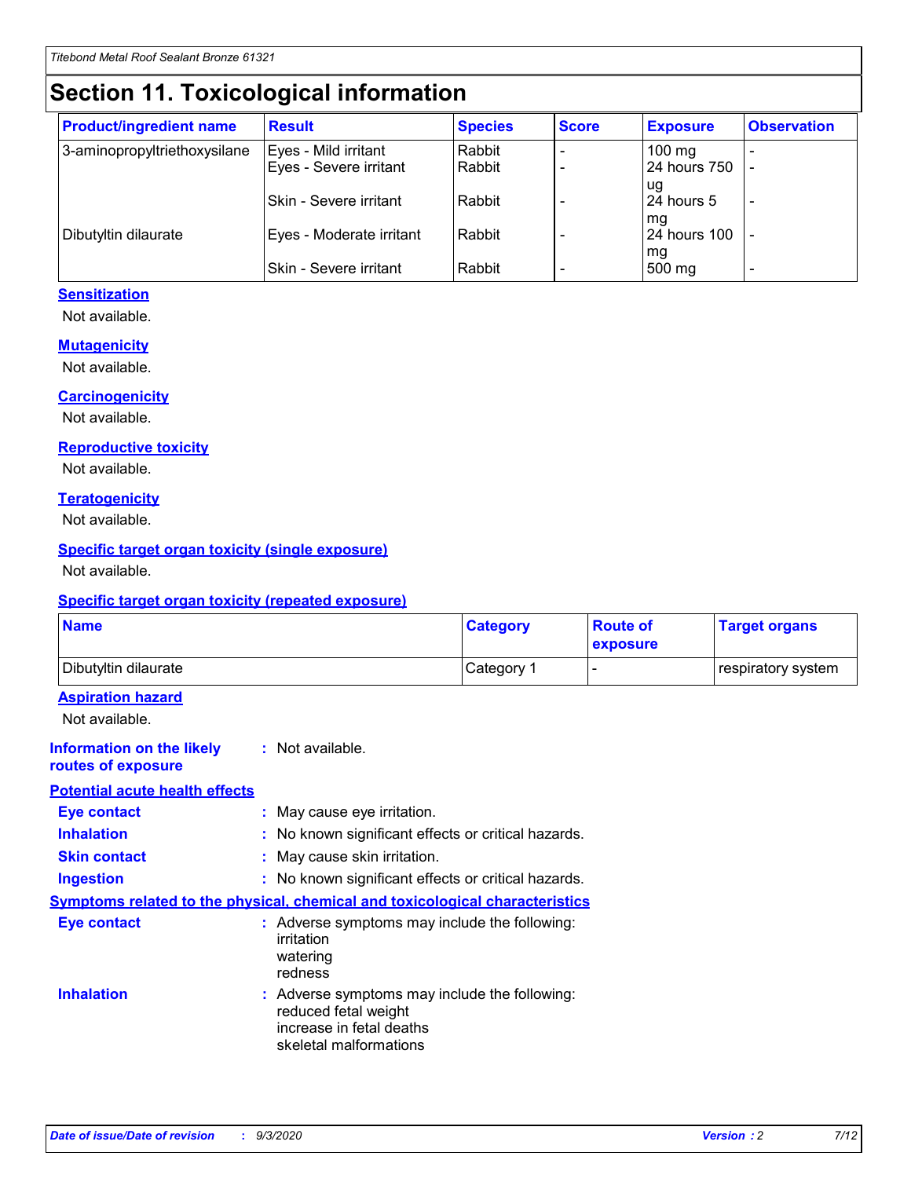# Section 11. Toxicological information

| Product/ingredient name | Result | Species | Score | Exposure | Observation |
|---|---|---|---|---|---|
| 3-aminopropyltriethoxysilane | Eyes - Mild irritant | Rabbit | - | 100 mg | - |
| | Eyes - Severe irritant | Rabbit | - | 24 hours 750 ug | - |
| | Skin - Severe irritant | Rabbit | - | 24 hours 5 mg | - |
| Dibutyltin dilaurate | Eyes - Moderate irritant | Rabbit | - | 24 hours 100 mg | - |
| | Skin - Severe irritant | Rabbit | - | 500 mg | - |

### Sensitization

Not available.

### Mutagenicity

Not available.

### Carcinogenicity

Not available.

### Reproductive toxicity

Not available.

### Teratogenicity

Not available.

### Specific target organ toxicity (single exposure)

Not available.

### Specific target organ toxicity (repeated exposure)

| Name | Category | Route of exposure | Target organs |
|---|---|---|---|
| Dibutyltin dilaurate | Category 1 | - | respiratory system |

### Aspiration hazard

Not available.

**Information on the likely routes of exposure** : Not available.

### Potential acute health effects

**Eye contact** : May cause eye irritation.

**Inhalation** : No known significant effects or critical hazards.

**Skin contact** : May cause skin irritation.

**Ingestion** : No known significant effects or critical hazards.

### Symptoms related to the physical, chemical and toxicological characteristics

**Eye contact** : Adverse symptoms may include the following:
irritation
watering
redness

**Inhalation** : Adverse symptoms may include the following:
reduced fetal weight
increase in fetal deaths
skeletal malformations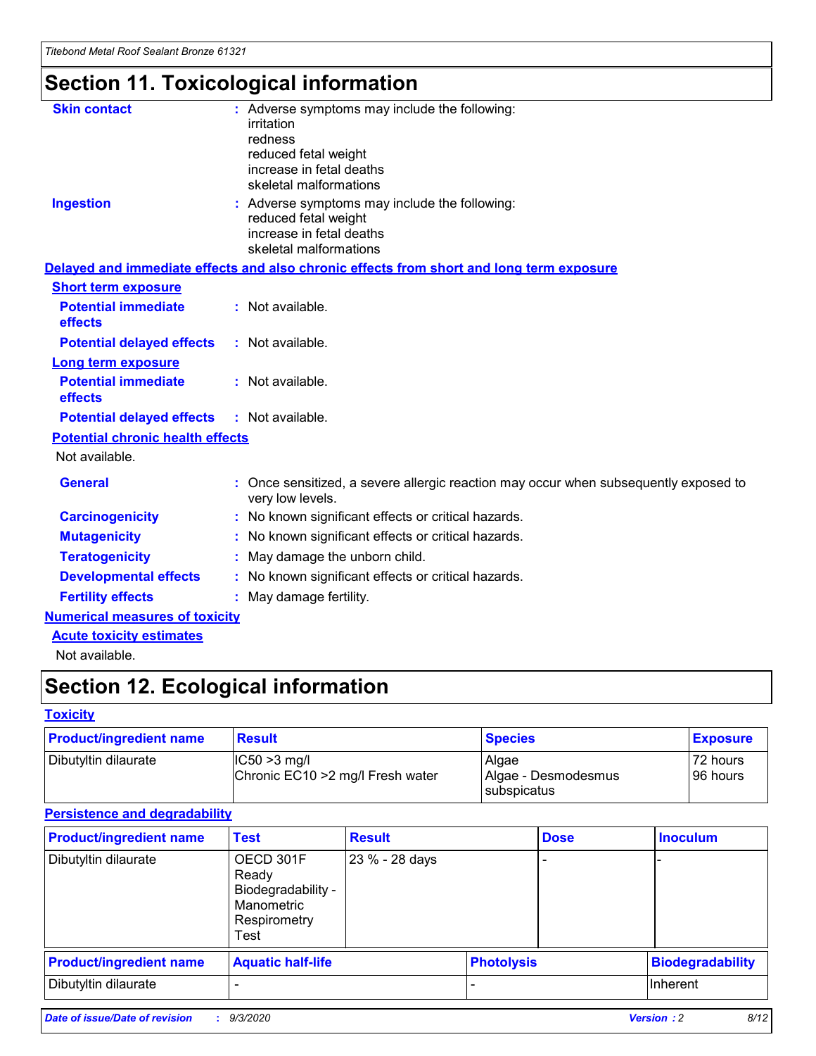# Section 11. Toxicological information

**Skin contact** : Adverse symptoms may include the following:
irritation
redness
reduced fetal weight
increase in fetal deaths
skeletal malformations

**Ingestion** : Adverse symptoms may include the following:
reduced fetal weight
increase in fetal deaths
skeletal malformations

**Delayed and immediate effects and also chronic effects from short and long term exposure**

**Short term exposure**

**Potential immediate effects** : Not available.

**Potential delayed effects** : Not available.

**Long term exposure**

**Potential immediate effects** : Not available.

**Potential delayed effects** : Not available.

**Potential chronic health effects**

Not available.

**General** : Once sensitized, a severe allergic reaction may occur when subsequently exposed to very low levels.

**Carcinogenicity** : No known significant effects or critical hazards.

**Mutagenicity** : No known significant effects or critical hazards.

**Teratogenicity** : May damage the unborn child.

**Developmental effects** : No known significant effects or critical hazards.

**Fertility effects** : May damage fertility.

**Numerical measures of toxicity**

**Acute toxicity estimates**

Not available.

# Section 12. Ecological information

**Toxicity**

| Product/ingredient name | Result | Species | Exposure |
|---|---|---|---|
| Dibutyltin dilaurate | IC50 >3 mg/l<br>Chronic EC10 >2 mg/l Fresh water | Algae<br>Algae - Desmodesmus subspicatus | 72 hours<br>96 hours |

**Persistence and degradability**

| Product/ingredient name | Test | Result | Dose | Inoculum |
|---|---|---|---|---|
| Dibutyltin dilaurate | OECD 301F Ready Biodegradability - Manometric Respirometry Test | 23 % - 28 days | - | - |

| Product/ingredient name | Aquatic half-life | Photolysis | Biodegradability |
|---|---|---|---|
| Dibutyltin dilaurate | - | - | Inherent |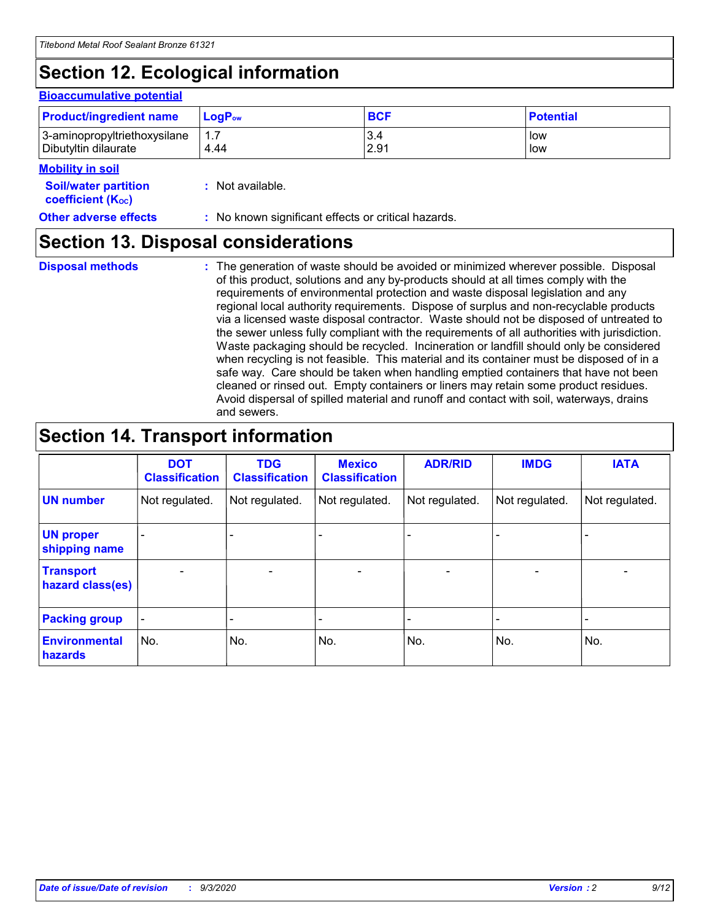## Section 12. Ecological information

### Bioaccumulative potential

| Product/ingredient name | $LogP_{ow}$ | BCF | Potential |
|---|---|---|---|
| 3-aminopropyltriethoxysilane | 1.7 | 3.4 | low |
| Dibutyltin dilaurate | 4.44 | 2.91 | low |

### Mobility in soil

**Soil/water partition coefficient ($K_{OC}$)** : Not available.

**Other adverse effects** : No known significant effects or critical hazards.

## Section 13. Disposal considerations

**Disposal methods** : The generation of waste should be avoided or minimized wherever possible. Disposal of this product, solutions and any by-products should at all times comply with the requirements of environmental protection and waste disposal legislation and any regional local authority requirements. Dispose of surplus and non-recyclable products via a licensed waste disposal contractor. Waste should not be disposed of untreated to the sewer unless fully compliant with the requirements of all authorities with jurisdiction. Waste packaging should be recycled. Incineration or landfill should only be considered when recycling is not feasible. This material and its container must be disposed of in a safe way. Care should be taken when handling emptied containers that have not been cleaned or rinsed out. Empty containers or liners may retain some product residues. Avoid dispersal of spilled material and runoff and contact with soil, waterways, drains and sewers.

## Section 14. Transport information

| | DOT Classification | TDG Classification | Mexico Classification | ADR/RID | IMDG | IATA |
|---|---|---|---|---|---|---|
| **UN number** | Not regulated. | Not regulated. | Not regulated. | Not regulated. | Not regulated. | Not regulated. |
| **UN proper shipping name** | - | - | - | - | - | - |
| **Transport hazard class(es)** | - | - | - | - | - | - |
| **Packing group** | - | - | - | - | - | - |
| **Environmental hazards** | No. | No. | No. | No. | No. | No. |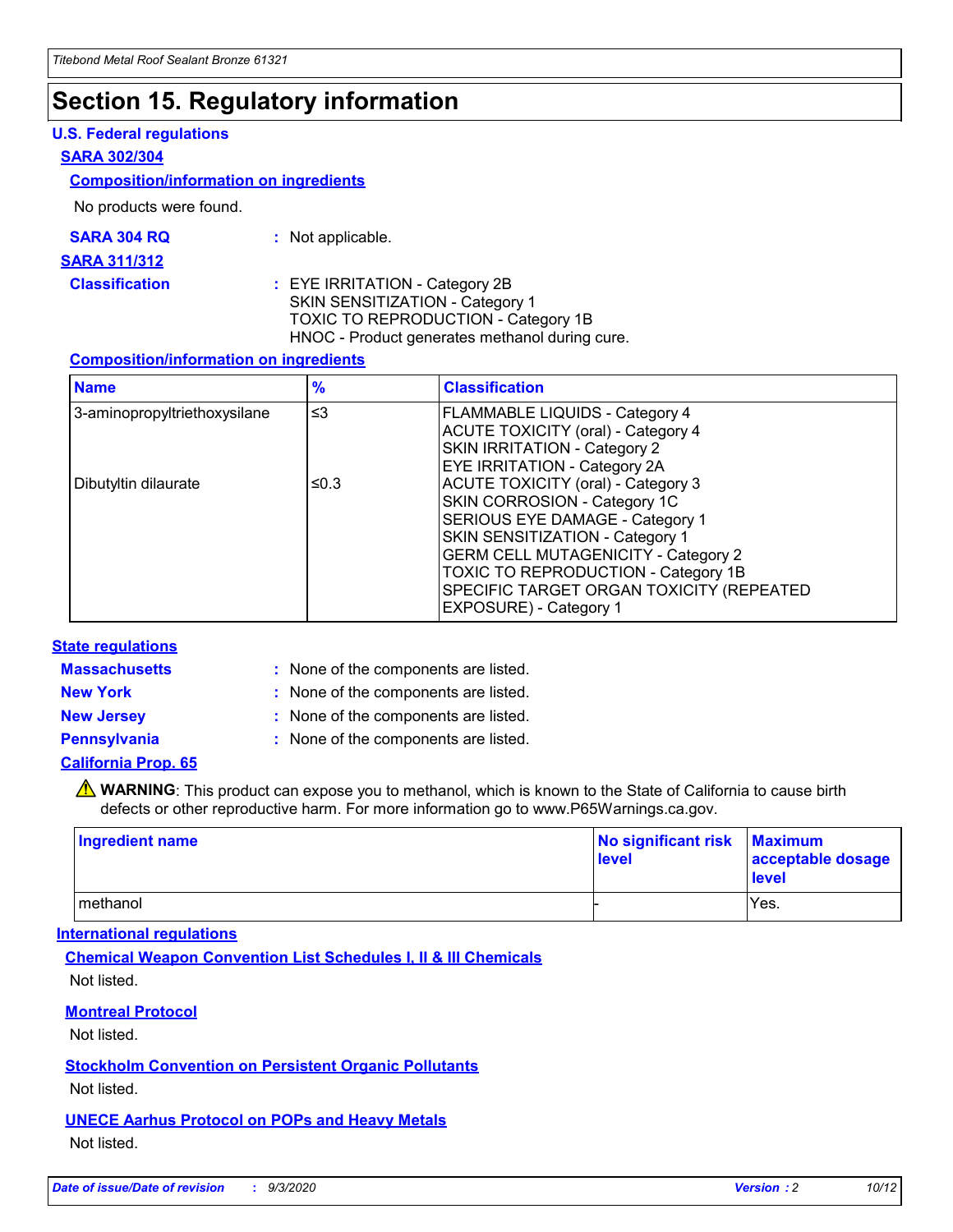# Section 15. Regulatory information

## U.S. Federal regulations

### SARA 302/304

#### Composition/information on ingredients

No products were found.

**SARA 304 RQ** : Not applicable.

### SARA 311/312

**Classification** : EYE IRRITATION - Category 2B
SKIN SENSITIZATION - Category 1
TOXIC TO REPRODUCTION - Category 1B
HNOC - Product generates methanol during cure.

#### Composition/information on ingredients

| Name | % | Classification |
|---|---|---|
| 3-aminopropyltriethoxysilane | ≤3 | FLAMMABLE LIQUIDS - Category 4<br>ACUTE TOXICITY (oral) - Category 4<br>SKIN IRRITATION - Category 2<br>EYE IRRITATION - Category 2A |
| Dibutyltin dilaurate | ≤0.3 | ACUTE TOXICITY (oral) - Category 3<br>SKIN CORROSION - Category 1C<br>SERIOUS EYE DAMAGE - Category 1<br>SKIN SENSITIZATION - Category 1<br>GERM CELL MUTAGENICITY - Category 2<br>TOXIC TO REPRODUCTION - Category 1B<br>SPECIFIC TARGET ORGAN TOXICITY (REPEATED EXPOSURE) - Category 1 |

## State regulations

**Massachusetts** : None of the components are listed.

**New York** : None of the components are listed.

**New Jersey** : None of the components are listed.

**Pennsylvania** : None of the components are listed.

### California Prop. 65

⚠ **WARNING**: This product can expose you to methanol, which is known to the State of California to cause birth defects or other reproductive harm. For more information go to www.P65Warnings.ca.gov.

| Ingredient name | No significant risk level | Maximum acceptable dosage level |
|---|---|---|
| methanol | - | Yes. |

## International regulations

### Chemical Weapon Convention List Schedules I, II & III Chemicals

Not listed.

### Montreal Protocol

Not listed.

### Stockholm Convention on Persistent Organic Pollutants

Not listed.

### UNECE Aarhus Protocol on POPs and Heavy Metals

Not listed.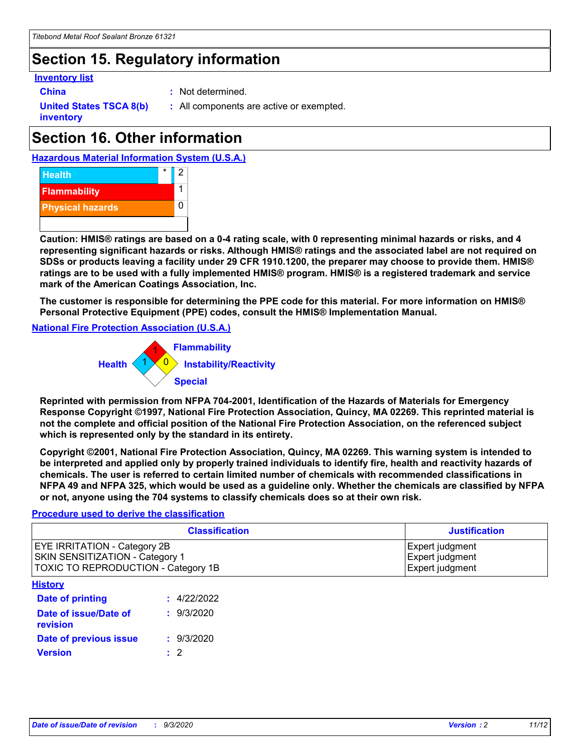## Section 15. Regulatory information

**Inventory list**

**China** : Not determined.

**United States TSCA 8(b) inventory** : All components are active or exempted.

## Section 16. Other information

**Hazardous Material Information System (U.S.A.)**

| | | |
|---|---|---|
| Health | * | 2 |
| Flammability | | 1 |
| Physical hazards | | 0 |

**Caution: HMIS® ratings are based on a 0-4 rating scale, with 0 representing minimal hazards or risks, and 4 representing significant hazards or risks. Although HMIS® ratings and the associated label are not required on SDSs or products leaving a facility under 29 CFR 1910.1200, the preparer may choose to provide them. HMIS® ratings are to be used with a fully implemented HMIS® program. HMIS® is a registered trademark and service mark of the American Coatings Association, Inc.**

**The customer is responsible for determining the PPE code for this material. For more information on HMIS® Personal Protective Equipment (PPE) codes, consult the HMIS® Implementation Manual.**

**National Fire Protection Association (U.S.A.)**

Flammability: 1
Health: 1
Instability/Reactivity: 0
Special:

**Reprinted with permission from NFPA 704-2001, Identification of the Hazards of Materials for Emergency Response Copyright ©1997, National Fire Protection Association, Quincy, MA 02269. This reprinted material is not the complete and official position of the National Fire Protection Association, on the referenced subject which is represented only by the standard in its entirety.**

**Copyright ©2001, National Fire Protection Association, Quincy, MA 02269. This warning system is intended to be interpreted and applied only by properly trained individuals to identify fire, health and reactivity hazards of chemicals. The user is referred to certain limited number of chemicals with recommended classifications in NFPA 49 and NFPA 325, which would be used as a guideline only. Whether the chemicals are classified by NFPA or not, anyone using the 704 systems to classify chemicals does so at their own risk.**

**Procedure used to derive the classification**

| Classification | Justification |
|---|---|
| EYE IRRITATION - Category 2B<br>SKIN SENSITIZATION - Category 1<br>TOXIC TO REPRODUCTION - Category 1B | Expert judgment<br>Expert judgment<br>Expert judgment |

**History**

**Date of printing** : 4/22/2022

**Date of issue/Date of revision** : 9/3/2020

**Date of previous issue** : 9/3/2020

**Version** : 2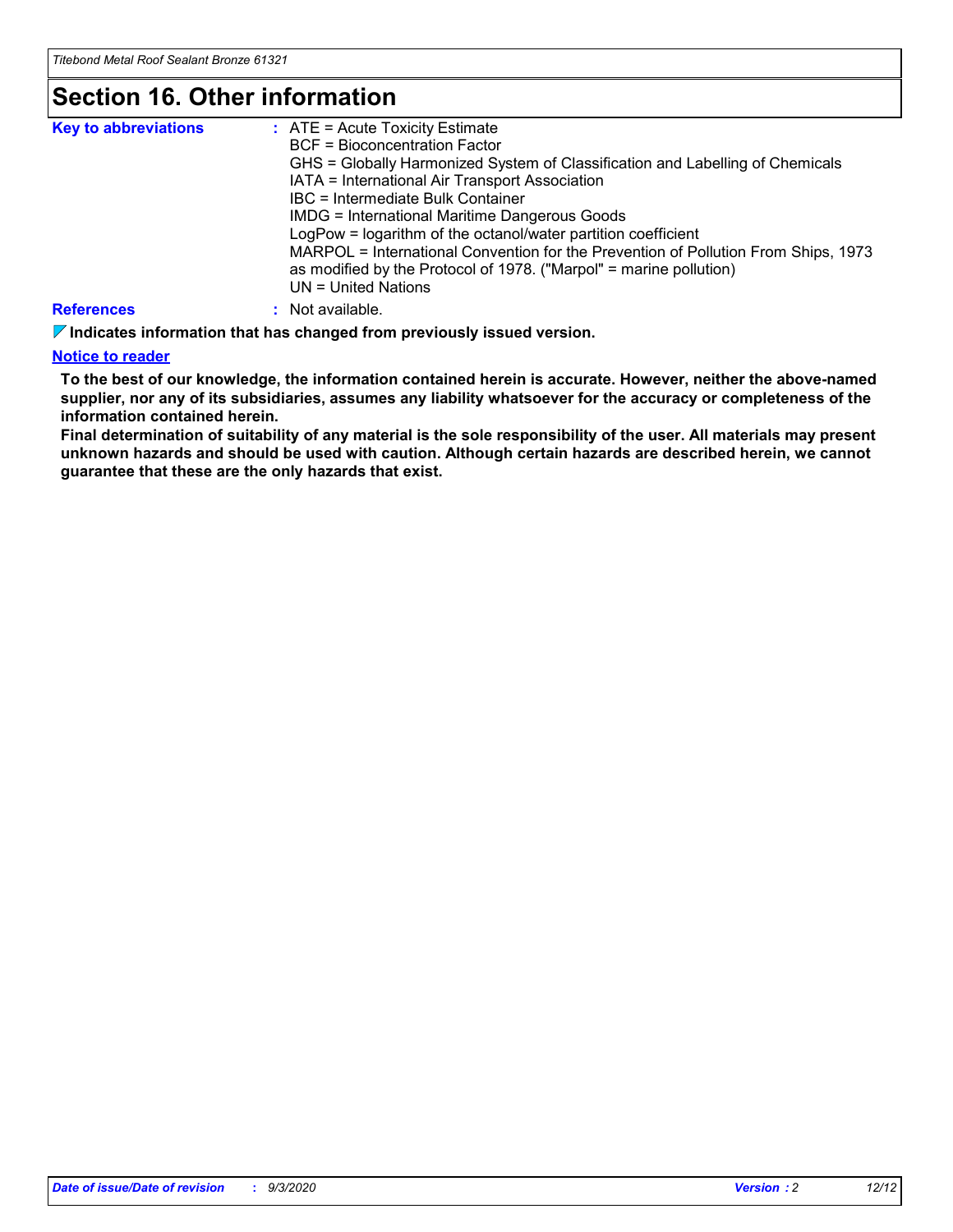## Section 16. Other information

**Key to abbreviations** : ATE = Acute Toxicity Estimate
BCF = Bioconcentration Factor
GHS = Globally Harmonized System of Classification and Labelling of Chemicals
IATA = International Air Transport Association
IBC = Intermediate Bulk Container
IMDG = International Maritime Dangerous Goods
LogPow = logarithm of the octanol/water partition coefficient
MARPOL = International Convention for the Prevention of Pollution From Ships, 1973 as modified by the Protocol of 1978. ("Marpol" = marine pollution)
UN = United Nations

**References** : Not available.

**Indicates information that has changed from previously issued version.**

**Notice to reader**

**To the best of our knowledge, the information contained herein is accurate. However, neither the above-named supplier, nor any of its subsidiaries, assumes any liability whatsoever for the accuracy or completeness of the information contained herein.**

**Final determination of suitability of any material is the sole responsibility of the user. All materials may present unknown hazards and should be used with caution. Although certain hazards are described herein, we cannot guarantee that these are the only hazards that exist.**